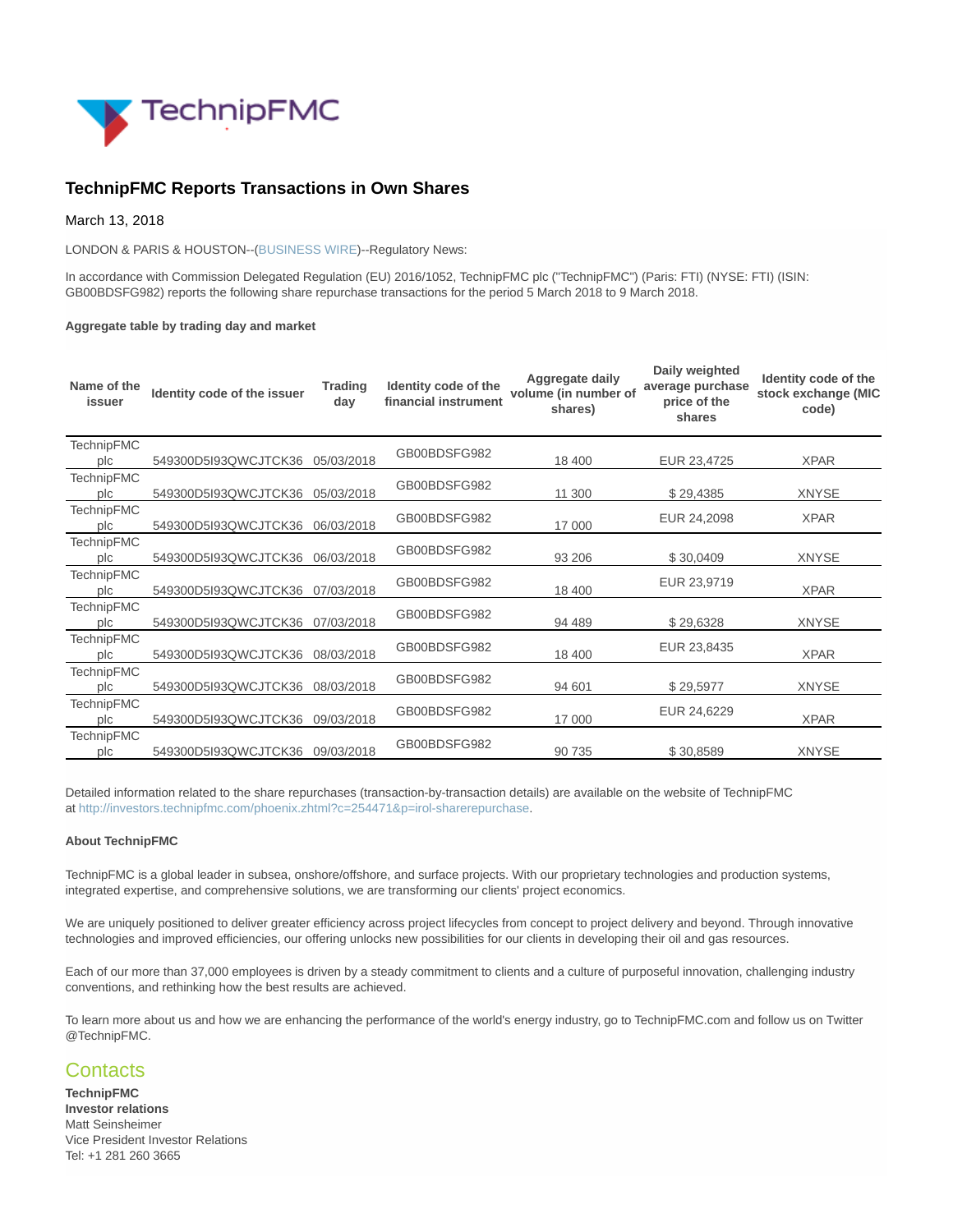# TechnipFMC Reports Transactions in Own Shares

March 13, 2018

LONDON & PARIS & HOUSTON--(BUSINESS WIRE)--Regulatory News:

In accordance with Commission Delegated Regulation (EU) 2016/1052, TechnipFMC plc ("TechnipFMC") (Paris: FTI) (NYSE: FTI) (ISIN: GB00BDSFG982) reports the following share repurchase transactions for the period 5 March 2018 to 9 March 2018.

**Aggregate table by trading day and market**

| Name of the issuer | Identity code of the issuer | Trading day | Identity code of the financial instrument | Aggregate daily volume (in number of shares) | Daily weighted average purchase price of the shares | Identity code of the stock exchange (MIC code) |
|---|---|---|---|---|---|---|
| TechnipFMC plc | 549300D5I93QWCJTCK36 | 05/03/2018 | GB00BDSFG982 | 18 400 | EUR 23,4725 | XPAR |
| TechnipFMC plc | 549300D5I93QWCJTCK36 | 05/03/2018 | GB00BDSFG982 | 11 300 | $ 29,4385 | XNYSE |
| TechnipFMC plc | 549300D5I93QWCJTCK36 | 06/03/2018 | GB00BDSFG982 | 17 000 | EUR 24,2098 | XPAR |
| TechnipFMC plc | 549300D5I93QWCJTCK36 | 06/03/2018 | GB00BDSFG982 | 93 206 | $ 30,0409 | XNYSE |
| TechnipFMC plc | 549300D5I93QWCJTCK36 | 07/03/2018 | GB00BDSFG982 | 18 400 | EUR 23,9719 | XPAR |
| TechnipFMC plc | 549300D5I93QWCJTCK36 | 07/03/2018 | GB00BDSFG982 | 94 489 | $ 29,6328 | XNYSE |
| TechnipFMC plc | 549300D5I93QWCJTCK36 | 08/03/2018 | GB00BDSFG982 | 18 400 | EUR 23,8435 | XPAR |
| TechnipFMC plc | 549300D5I93QWCJTCK36 | 08/03/2018 | GB00BDSFG982 | 94 601 | $ 29,5977 | XNYSE |
| TechnipFMC plc | 549300D5I93QWCJTCK36 | 09/03/2018 | GB00BDSFG982 | 17 000 | EUR 24,6229 | XPAR |
| TechnipFMC plc | 549300D5I93QWCJTCK36 | 09/03/2018 | GB00BDSFG982 | 90 735 | $ 30,8589 | XNYSE |

Detailed information related to the share repurchases (transaction-by-transaction details) are available on the website of TechnipFMC at http://investors.technipfmc.com/phoenix.zhtml?c=254471&p=irol-sharerepurchase.

**About TechnipFMC**

TechnipFMC is a global leader in subsea, onshore/offshore, and surface projects. With our proprietary technologies and production systems, integrated expertise, and comprehensive solutions, we are transforming our clients' project economics.

We are uniquely positioned to deliver greater efficiency across project lifecycles from concept to project delivery and beyond. Through innovative technologies and improved efficiencies, our offering unlocks new possibilities for our clients in developing their oil and gas resources.

Each of our more than 37,000 employees is driven by a steady commitment to clients and a culture of purposeful innovation, challenging industry conventions, and rethinking how the best results are achieved.

To learn more about us and how we are enhancing the performance of the world's energy industry, go to TechnipFMC.com and follow us on Twitter @TechnipFMC.

## Contacts

**TechnipFMC**
**Investor relations**
Matt Seinsheimer
Vice President Investor Relations
Tel: +1 281 260 3665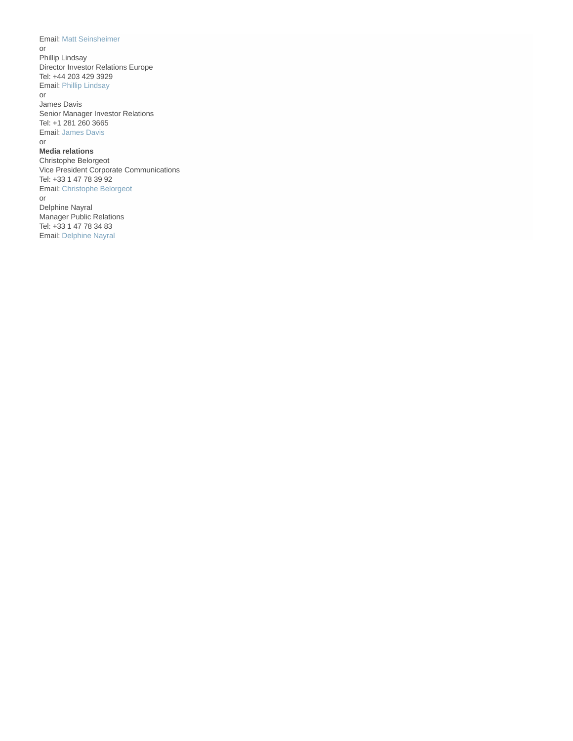Email: Matt Seinsheimer
or
Phillip Lindsay
Director Investor Relations Europe
Tel: +44 203 429 3929
Email: Phillip Lindsay
or
James Davis
Senior Manager Investor Relations
Tel: +1 281 260 3665
Email: James Davis
or
**Media relations**
Christophe Belorgeot
Vice President Corporate Communications
Tel: +33 1 47 78 39 92
Email: Christophe Belorgeot
or
Delphine Nayral
Manager Public Relations
Tel: +33 1 47 78 34 83
Email: Delphine Nayral